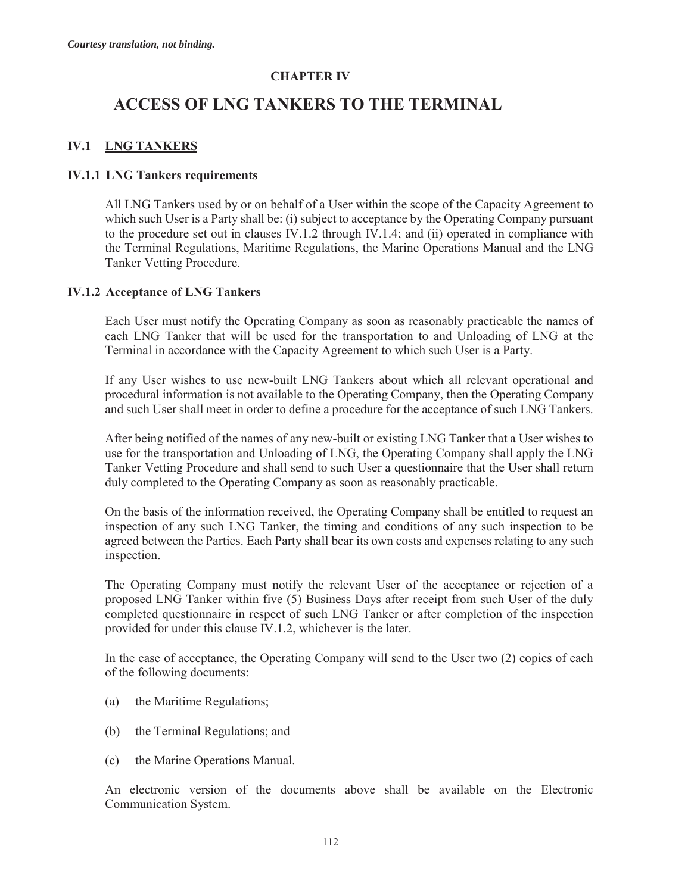*Courtesy translation, not binding.*

**CHAPTER IV**

# ACCESS OF LNG TANKERS TO THE TERMINAL

## IV.1 LNG TANKERS

### IV.1.1 LNG Tankers requirements

All LNG Tankers used by or on behalf of a User within the scope of the Capacity Agreement to which such User is a Party shall be: (i) subject to acceptance by the Operating Company pursuant to the procedure set out in clauses IV.1.2 through IV.1.4; and (ii) operated in compliance with the Terminal Regulations, Maritime Regulations, the Marine Operations Manual and the LNG Tanker Vetting Procedure.

### IV.1.2 Acceptance of LNG Tankers

Each User must notify the Operating Company as soon as reasonably practicable the names of each LNG Tanker that will be used for the transportation to and Unloading of LNG at the Terminal in accordance with the Capacity Agreement to which such User is a Party.

If any User wishes to use new-built LNG Tankers about which all relevant operational and procedural information is not available to the Operating Company, then the Operating Company and such User shall meet in order to define a procedure for the acceptance of such LNG Tankers.

After being notified of the names of any new-built or existing LNG Tanker that a User wishes to use for the transportation and Unloading of LNG, the Operating Company shall apply the LNG Tanker Vetting Procedure and shall send to such User a questionnaire that the User shall return duly completed to the Operating Company as soon as reasonably practicable.

On the basis of the information received, the Operating Company shall be entitled to request an inspection of any such LNG Tanker, the timing and conditions of any such inspection to be agreed between the Parties. Each Party shall bear its own costs and expenses relating to any such inspection.

The Operating Company must notify the relevant User of the acceptance or rejection of a proposed LNG Tanker within five (5) Business Days after receipt from such User of the duly completed questionnaire in respect of such LNG Tanker or after completion of the inspection provided for under this clause IV.1.2, whichever is the later.

In the case of acceptance, the Operating Company will send to the User two (2) copies of each of the following documents:

(a) the Maritime Regulations;

(b) the Terminal Regulations; and

(c) the Marine Operations Manual.

An electronic version of the documents above shall be available on the Electronic Communication System.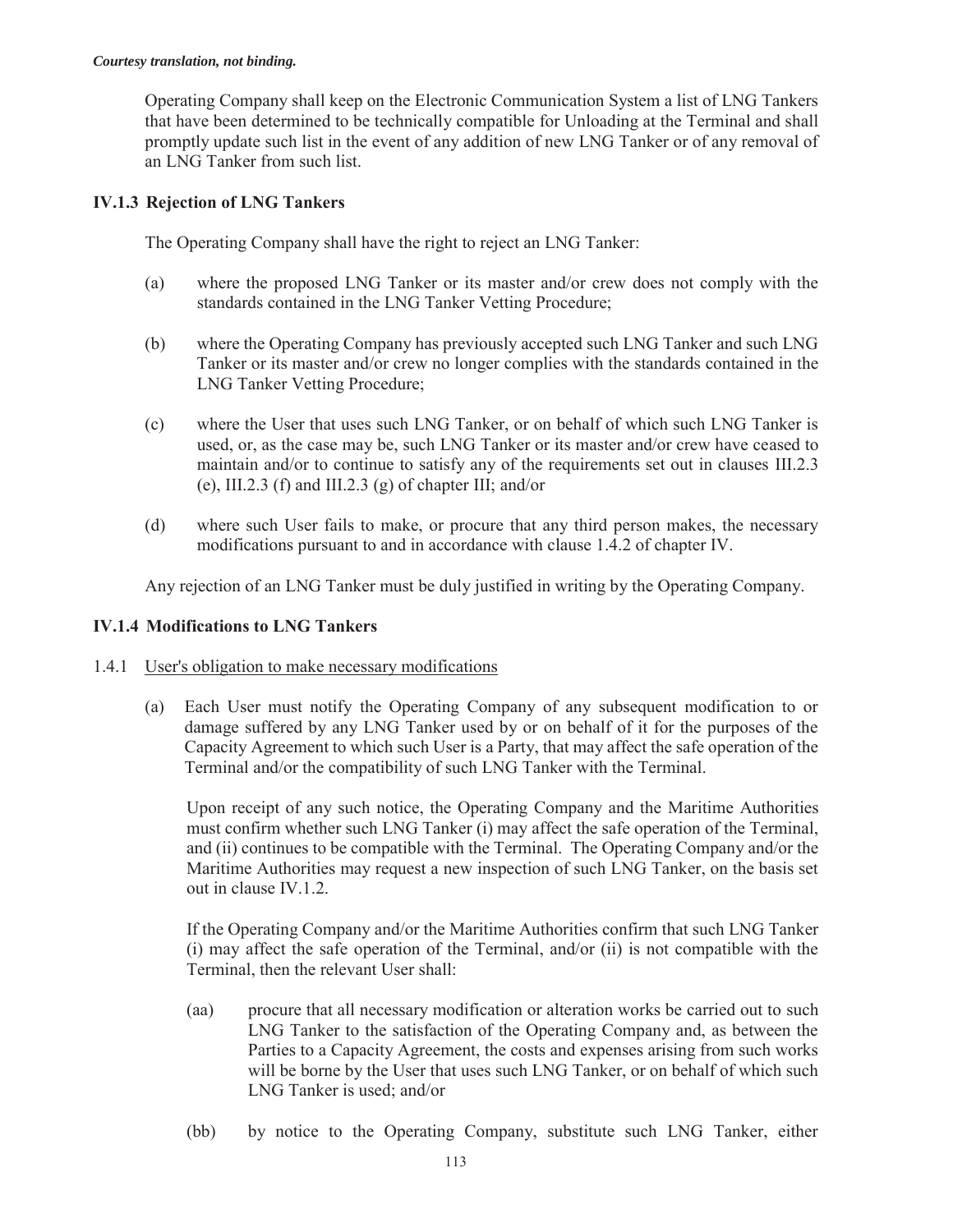*Courtesy translation, not binding.*

Operating Company shall keep on the Electronic Communication System a list of LNG Tankers that have been determined to be technically compatible for Unloading at the Terminal and shall promptly update such list in the event of any addition of new LNG Tanker or of any removal of an LNG Tanker from such list.

### IV.1.3 Rejection of LNG Tankers

The Operating Company shall have the right to reject an LNG Tanker:

(a) where the proposed LNG Tanker or its master and/or crew does not comply with the standards contained in the LNG Tanker Vetting Procedure;

(b) where the Operating Company has previously accepted such LNG Tanker and such LNG Tanker or its master and/or crew no longer complies with the standards contained in the LNG Tanker Vetting Procedure;

(c) where the User that uses such LNG Tanker, or on behalf of which such LNG Tanker is used, or, as the case may be, such LNG Tanker or its master and/or crew have ceased to maintain and/or to continue to satisfy any of the requirements set out in clauses III.2.3 (e), III.2.3 (f) and III.2.3 (g) of chapter III; and/or

(d) where such User fails to make, or procure that any third person makes, the necessary modifications pursuant to and in accordance with clause 1.4.2 of chapter IV.

Any rejection of an LNG Tanker must be duly justified in writing by the Operating Company.

### IV.1.4 Modifications to LNG Tankers

1.4.1 User's obligation to make necessary modifications

(a) Each User must notify the Operating Company of any subsequent modification to or damage suffered by any LNG Tanker used by or on behalf of it for the purposes of the Capacity Agreement to which such User is a Party, that may affect the safe operation of the Terminal and/or the compatibility of such LNG Tanker with the Terminal.

Upon receipt of any such notice, the Operating Company and the Maritime Authorities must confirm whether such LNG Tanker (i) may affect the safe operation of the Terminal, and (ii) continues to be compatible with the Terminal. The Operating Company and/or the Maritime Authorities may request a new inspection of such LNG Tanker, on the basis set out in clause IV.1.2.

If the Operating Company and/or the Maritime Authorities confirm that such LNG Tanker (i) may affect the safe operation of the Terminal, and/or (ii) is not compatible with the Terminal, then the relevant User shall:

(aa) procure that all necessary modification or alteration works be carried out to such LNG Tanker to the satisfaction of the Operating Company and, as between the Parties to a Capacity Agreement, the costs and expenses arising from such works will be borne by the User that uses such LNG Tanker, or on behalf of which such LNG Tanker is used; and/or

(bb) by notice to the Operating Company, substitute such LNG Tanker, either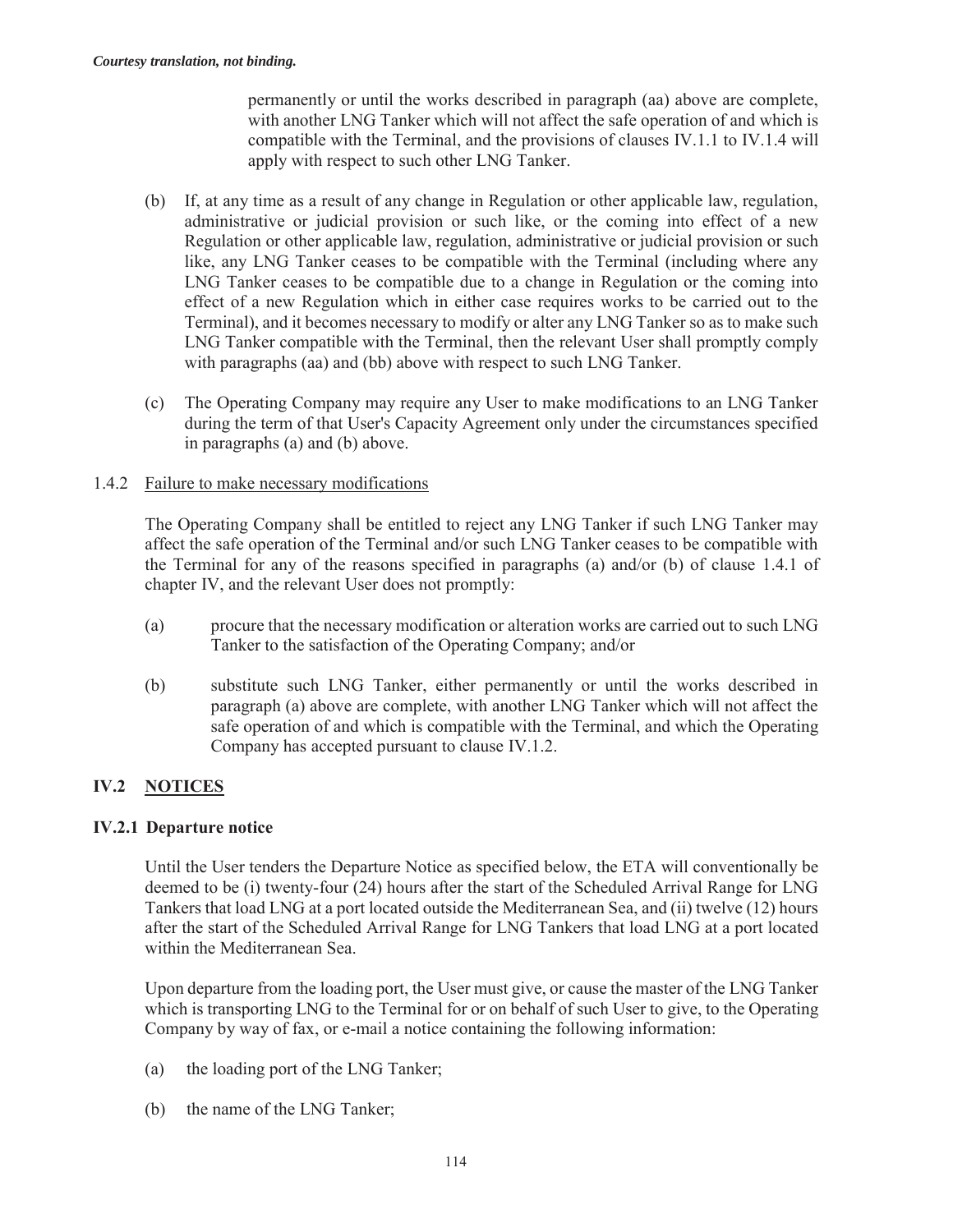*Courtesy translation, not binding.*

permanently or until the works described in paragraph (aa) above are complete, with another LNG Tanker which will not affect the safe operation of and which is compatible with the Terminal, and the provisions of clauses IV.1.1 to IV.1.4 will apply with respect to such other LNG Tanker.

(b) If, at any time as a result of any change in Regulation or other applicable law, regulation, administrative or judicial provision or such like, or the coming into effect of a new Regulation or other applicable law, regulation, administrative or judicial provision or such like, any LNG Tanker ceases to be compatible with the Terminal (including where any LNG Tanker ceases to be compatible due to a change in Regulation or the coming into effect of a new Regulation which in either case requires works to be carried out to the Terminal), and it becomes necessary to modify or alter any LNG Tanker so as to make such LNG Tanker compatible with the Terminal, then the relevant User shall promptly comply with paragraphs (aa) and (bb) above with respect to such LNG Tanker.

(c) The Operating Company may require any User to make modifications to an LNG Tanker during the term of that User's Capacity Agreement only under the circumstances specified in paragraphs (a) and (b) above.

1.4.2 Failure to make necessary modifications

The Operating Company shall be entitled to reject any LNG Tanker if such LNG Tanker may affect the safe operation of the Terminal and/or such LNG Tanker ceases to be compatible with the Terminal for any of the reasons specified in paragraphs (a) and/or (b) of clause 1.4.1 of chapter IV, and the relevant User does not promptly:

(a) procure that the necessary modification or alteration works are carried out to such LNG Tanker to the satisfaction of the Operating Company; and/or

(b) substitute such LNG Tanker, either permanently or until the works described in paragraph (a) above are complete, with another LNG Tanker which will not affect the safe operation of and which is compatible with the Terminal, and which the Operating Company has accepted pursuant to clause IV.1.2.

## IV.2 NOTICES

### IV.2.1 Departure notice

Until the User tenders the Departure Notice as specified below, the ETA will conventionally be deemed to be (i) twenty-four (24) hours after the start of the Scheduled Arrival Range for LNG Tankers that load LNG at a port located outside the Mediterranean Sea, and (ii) twelve (12) hours after the start of the Scheduled Arrival Range for LNG Tankers that load LNG at a port located within the Mediterranean Sea.

Upon departure from the loading port, the User must give, or cause the master of the LNG Tanker which is transporting LNG to the Terminal for or on behalf of such User to give, to the Operating Company by way of fax, or e-mail a notice containing the following information:

(a) the loading port of the LNG Tanker;

(b) the name of the LNG Tanker;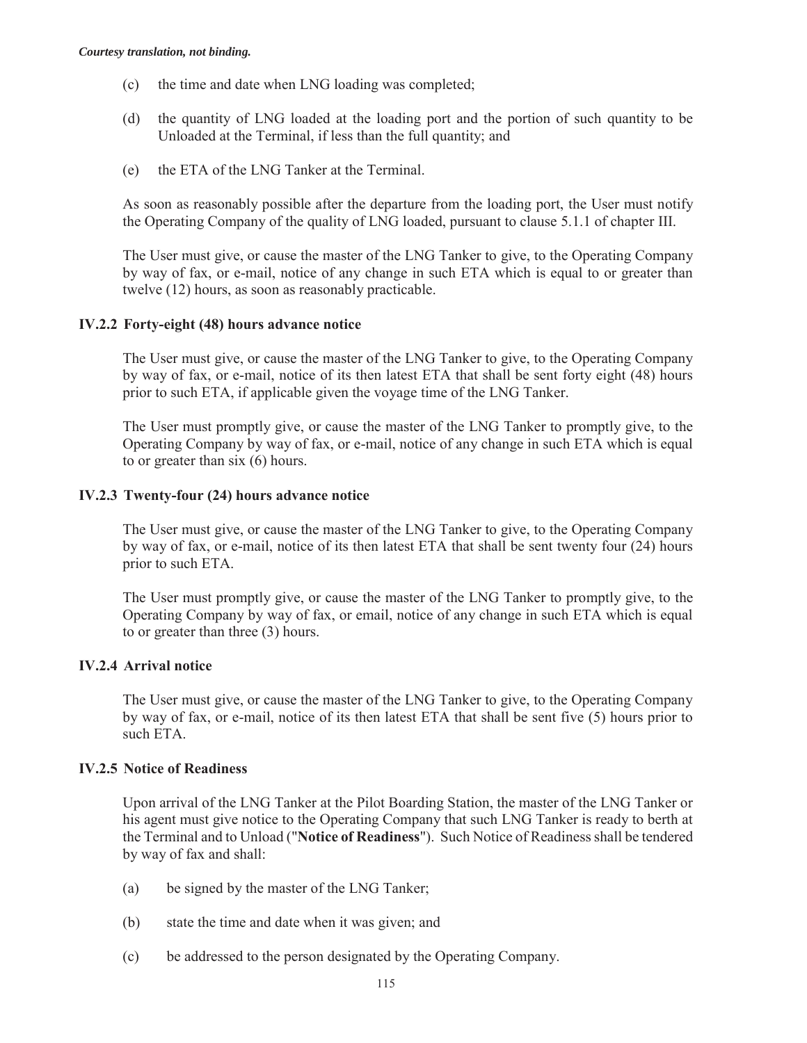(c) the time and date when LNG loading was completed;

(d) the quantity of LNG loaded at the loading port and the portion of such quantity to be Unloaded at the Terminal, if less than the full quantity; and

(e) the ETA of the LNG Tanker at the Terminal.

As soon as reasonably possible after the departure from the loading port, the User must notify the Operating Company of the quality of LNG loaded, pursuant to clause 5.1.1 of chapter III.

The User must give, or cause the master of the LNG Tanker to give, to the Operating Company by way of fax, or e-mail, notice of any change in such ETA which is equal to or greater than twelve (12) hours, as soon as reasonably practicable.

### IV.2.2 Forty-eight (48) hours advance notice

The User must give, or cause the master of the LNG Tanker to give, to the Operating Company by way of fax, or e-mail, notice of its then latest ETA that shall be sent forty eight (48) hours prior to such ETA, if applicable given the voyage time of the LNG Tanker.

The User must promptly give, or cause the master of the LNG Tanker to promptly give, to the Operating Company by way of fax, or e-mail, notice of any change in such ETA which is equal to or greater than six (6) hours.

### IV.2.3 Twenty-four (24) hours advance notice

The User must give, or cause the master of the LNG Tanker to give, to the Operating Company by way of fax, or e-mail, notice of its then latest ETA that shall be sent twenty four (24) hours prior to such ETA.

The User must promptly give, or cause the master of the LNG Tanker to promptly give, to the Operating Company by way of fax, or email, notice of any change in such ETA which is equal to or greater than three (3) hours.

### IV.2.4 Arrival notice

The User must give, or cause the master of the LNG Tanker to give, to the Operating Company by way of fax, or e-mail, notice of its then latest ETA that shall be sent five (5) hours prior to such ETA.

### IV.2.5 Notice of Readiness

Upon arrival of the LNG Tanker at the Pilot Boarding Station, the master of the LNG Tanker or his agent must give notice to the Operating Company that such LNG Tanker is ready to berth at the Terminal and to Unload ("**Notice of Readiness**"). Such Notice of Readiness shall be tendered by way of fax and shall:

(a) be signed by the master of the LNG Tanker;

(b) state the time and date when it was given; and

(c) be addressed to the person designated by the Operating Company.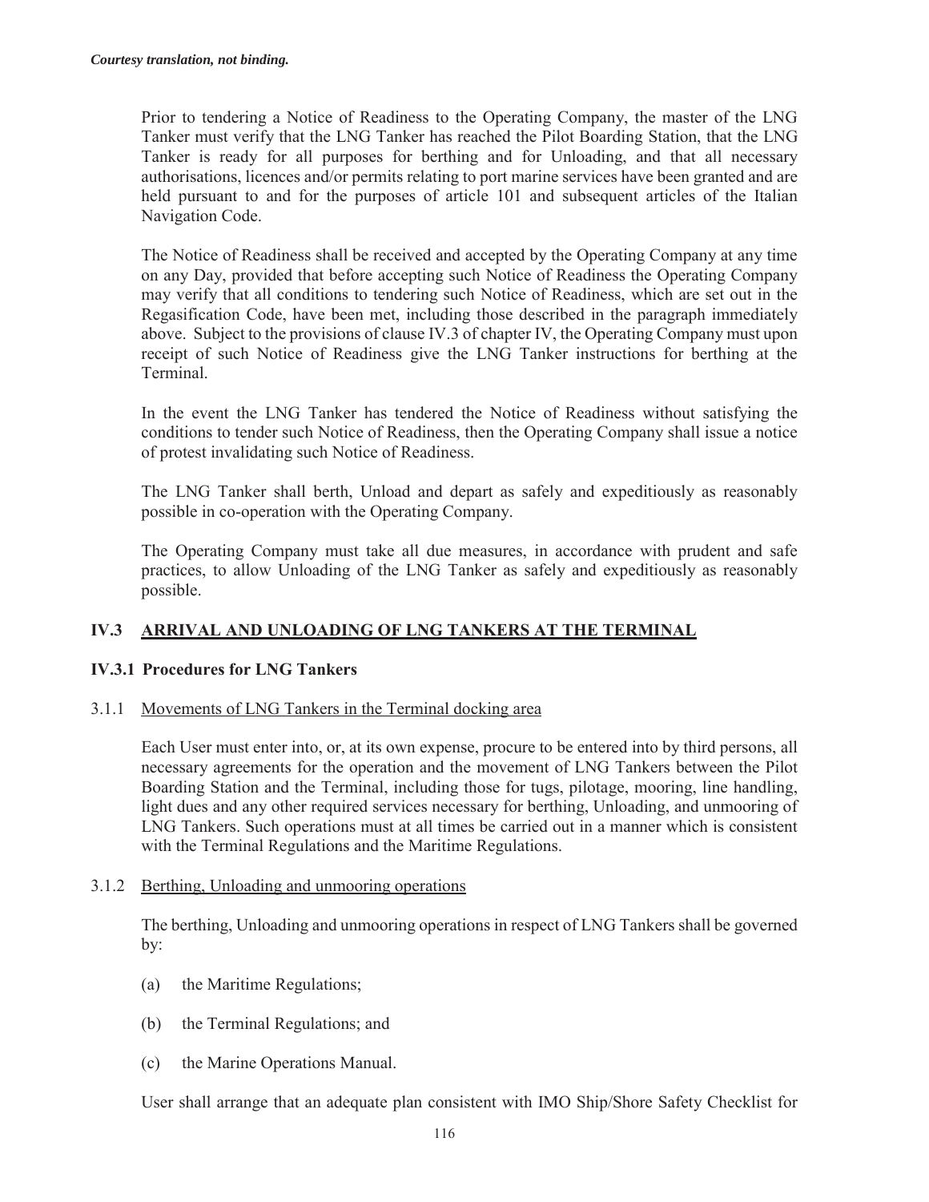Prior to tendering a Notice of Readiness to the Operating Company, the master of the LNG Tanker must verify that the LNG Tanker has reached the Pilot Boarding Station, that the LNG Tanker is ready for all purposes for berthing and for Unloading, and that all necessary authorisations, licences and/or permits relating to port marine services have been granted and are held pursuant to and for the purposes of article 101 and subsequent articles of the Italian Navigation Code.

The Notice of Readiness shall be received and accepted by the Operating Company at any time on any Day, provided that before accepting such Notice of Readiness the Operating Company may verify that all conditions to tendering such Notice of Readiness, which are set out in the Regasification Code, have been met, including those described in the paragraph immediately above. Subject to the provisions of clause IV.3 of chapter IV, the Operating Company must upon receipt of such Notice of Readiness give the LNG Tanker instructions for berthing at the Terminal.

In the event the LNG Tanker has tendered the Notice of Readiness without satisfying the conditions to tender such Notice of Readiness, then the Operating Company shall issue a notice of protest invalidating such Notice of Readiness.

The LNG Tanker shall berth, Unload and depart as safely and expeditiously as reasonably possible in co-operation with the Operating Company.

The Operating Company must take all due measures, in accordance with prudent and safe practices, to allow Unloading of the LNG Tanker as safely and expeditiously as reasonably possible.

## IV.3 ARRIVAL AND UNLOADING OF LNG TANKERS AT THE TERMINAL

### IV.3.1 Procedures for LNG Tankers

3.1.1 Movements of LNG Tankers in the Terminal docking area

Each User must enter into, or, at its own expense, procure to be entered into by third persons, all necessary agreements for the operation and the movement of LNG Tankers between the Pilot Boarding Station and the Terminal, including those for tugs, pilotage, mooring, line handling, light dues and any other required services necessary for berthing, Unloading, and unmooring of LNG Tankers. Such operations must at all times be carried out in a manner which is consistent with the Terminal Regulations and the Maritime Regulations.

3.1.2 Berthing, Unloading and unmooring operations

The berthing, Unloading and unmooring operations in respect of LNG Tankers shall be governed by:

(a) the Maritime Regulations;

(b) the Terminal Regulations; and

(c) the Marine Operations Manual.

User shall arrange that an adequate plan consistent with IMO Ship/Shore Safety Checklist for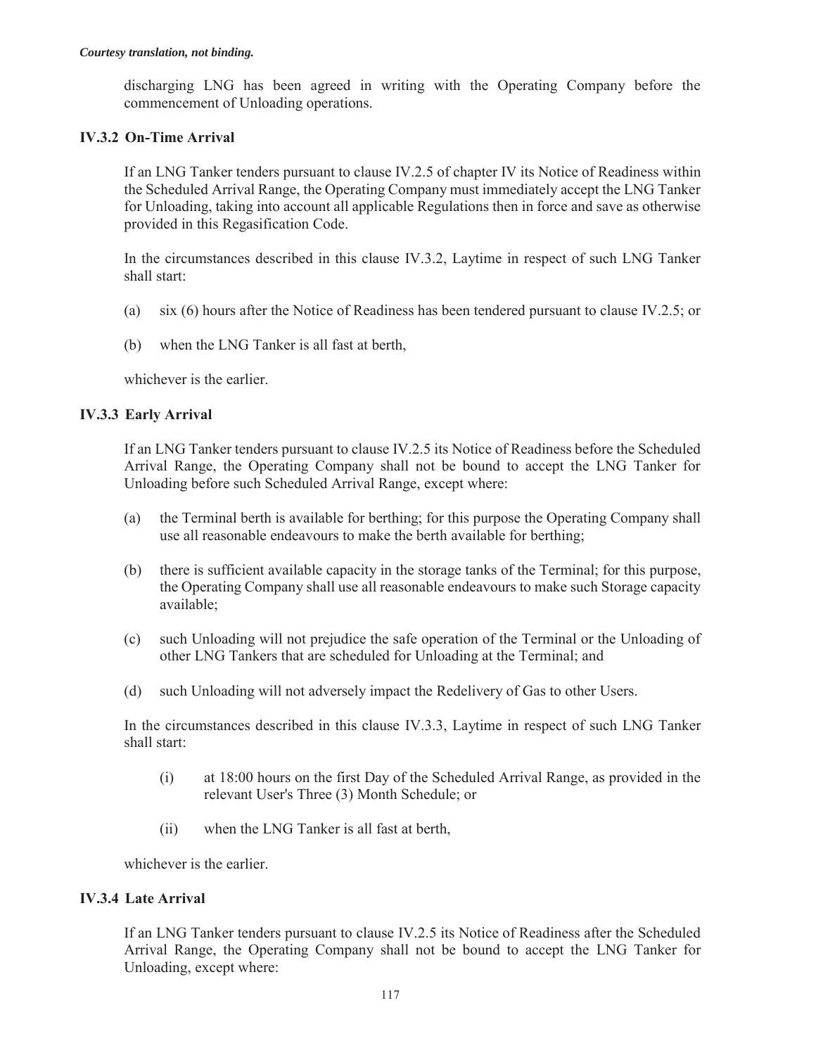discharging LNG has been agreed in writing with the Operating Company before the commencement of Unloading operations.

### IV.3.2 On-Time Arrival

If an LNG Tanker tenders pursuant to clause IV.2.5 of chapter IV its Notice of Readiness within the Scheduled Arrival Range, the Operating Company must immediately accept the LNG Tanker for Unloading, taking into account all applicable Regulations then in force and save as otherwise provided in this Regasification Code.

In the circumstances described in this clause IV.3.2, Laytime in respect of such LNG Tanker shall start:

(a) six (6) hours after the Notice of Readiness has been tendered pursuant to clause IV.2.5; or

(b) when the LNG Tanker is all fast at berth,

whichever is the earlier.

### IV.3.3 Early Arrival

If an LNG Tanker tenders pursuant to clause IV.2.5 its Notice of Readiness before the Scheduled Arrival Range, the Operating Company shall not be bound to accept the LNG Tanker for Unloading before such Scheduled Arrival Range, except where:

(a) the Terminal berth is available for berthing; for this purpose the Operating Company shall use all reasonable endeavours to make the berth available for berthing;

(b) there is sufficient available capacity in the storage tanks of the Terminal; for this purpose, the Operating Company shall use all reasonable endeavours to make such Storage capacity available;

(c) such Unloading will not prejudice the safe operation of the Terminal or the Unloading of other LNG Tankers that are scheduled for Unloading at the Terminal; and

(d) such Unloading will not adversely impact the Redelivery of Gas to other Users.

In the circumstances described in this clause IV.3.3, Laytime in respect of such LNG Tanker shall start:

(i) at 18:00 hours on the first Day of the Scheduled Arrival Range, as provided in the relevant User's Three (3) Month Schedule; or

(ii) when the LNG Tanker is all fast at berth,

whichever is the earlier.

### IV.3.4 Late Arrival

If an LNG Tanker tenders pursuant to clause IV.2.5 its Notice of Readiness after the Scheduled Arrival Range, the Operating Company shall not be bound to accept the LNG Tanker for Unloading, except where: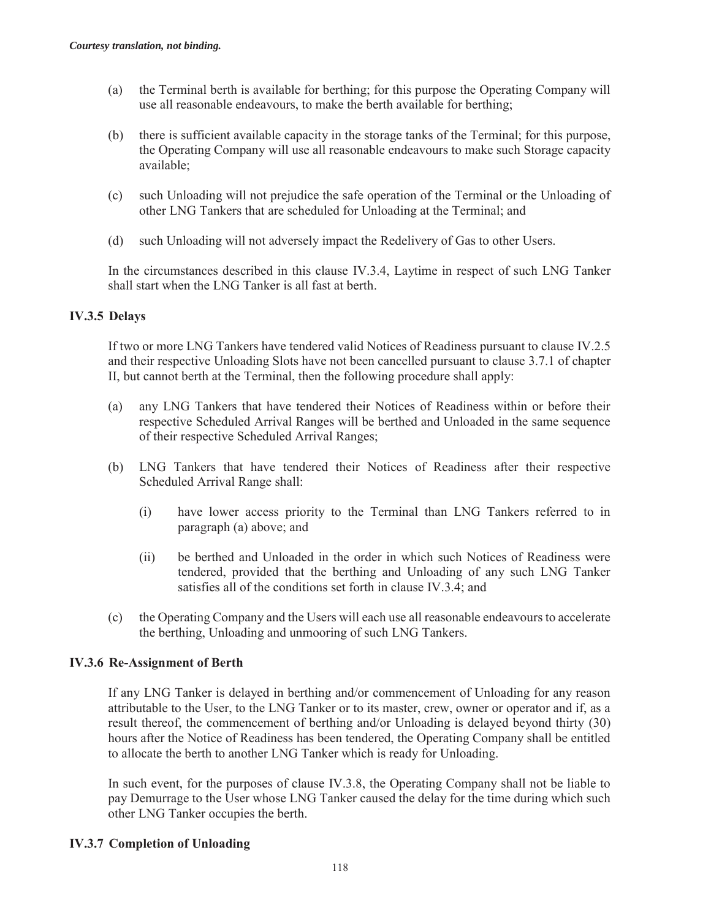(a) the Terminal berth is available for berthing; for this purpose the Operating Company will use all reasonable endeavours, to make the berth available for berthing;

(b) there is sufficient available capacity in the storage tanks of the Terminal; for this purpose, the Operating Company will use all reasonable endeavours to make such Storage capacity available;

(c) such Unloading will not prejudice the safe operation of the Terminal or the Unloading of other LNG Tankers that are scheduled for Unloading at the Terminal; and

(d) such Unloading will not adversely impact the Redelivery of Gas to other Users.

In the circumstances described in this clause IV.3.4, Laytime in respect of such LNG Tanker shall start when the LNG Tanker is all fast at berth.

### IV.3.5 Delays

If two or more LNG Tankers have tendered valid Notices of Readiness pursuant to clause IV.2.5 and their respective Unloading Slots have not been cancelled pursuant to clause 3.7.1 of chapter II, but cannot berth at the Terminal, then the following procedure shall apply:

(a) any LNG Tankers that have tendered their Notices of Readiness within or before their respective Scheduled Arrival Ranges will be berthed and Unloaded in the same sequence of their respective Scheduled Arrival Ranges;

(b) LNG Tankers that have tendered their Notices of Readiness after their respective Scheduled Arrival Range shall:

  (i) have lower access priority to the Terminal than LNG Tankers referred to in paragraph (a) above; and

  (ii) be berthed and Unloaded in the order in which such Notices of Readiness were tendered, provided that the berthing and Unloading of any such LNG Tanker satisfies all of the conditions set forth in clause IV.3.4; and

(c) the Operating Company and the Users will each use all reasonable endeavours to accelerate the berthing, Unloading and unmooring of such LNG Tankers.

### IV.3.6 Re-Assignment of Berth

If any LNG Tanker is delayed in berthing and/or commencement of Unloading for any reason attributable to the User, to the LNG Tanker or to its master, crew, owner or operator and if, as a result thereof, the commencement of berthing and/or Unloading is delayed beyond thirty (30) hours after the Notice of Readiness has been tendered, the Operating Company shall be entitled to allocate the berth to another LNG Tanker which is ready for Unloading.

In such event, for the purposes of clause IV.3.8, the Operating Company shall not be liable to pay Demurrage to the User whose LNG Tanker caused the delay for the time during which such other LNG Tanker occupies the berth.

### IV.3.7 Completion of Unloading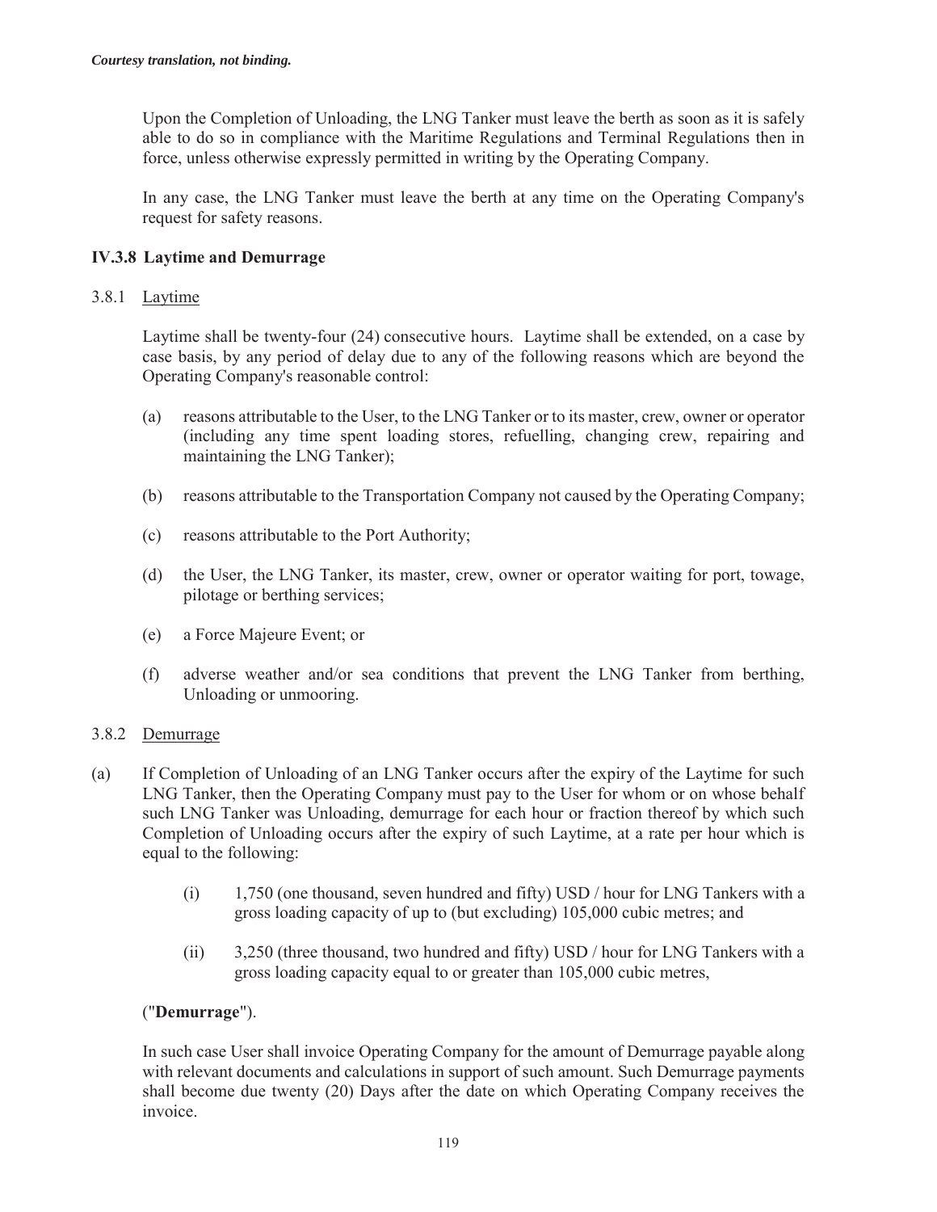*Courtesy translation, not binding.*

Upon the Completion of Unloading, the LNG Tanker must leave the berth as soon as it is safely able to do so in compliance with the Maritime Regulations and Terminal Regulations then in force, unless otherwise expressly permitted in writing by the Operating Company.

In any case, the LNG Tanker must leave the berth at any time on the Operating Company's request for safety reasons.

### IV.3.8 Laytime and Demurrage

3.8.1 Laytime

Laytime shall be twenty-four (24) consecutive hours. Laytime shall be extended, on a case by case basis, by any period of delay due to any of the following reasons which are beyond the Operating Company's reasonable control:

(a) reasons attributable to the User, to the LNG Tanker or to its master, crew, owner or operator (including any time spent loading stores, refuelling, changing crew, repairing and maintaining the LNG Tanker);

(b) reasons attributable to the Transportation Company not caused by the Operating Company;

(c) reasons attributable to the Port Authority;

(d) the User, the LNG Tanker, its master, crew, owner or operator waiting for port, towage, pilotage or berthing services;

(e) a Force Majeure Event; or

(f) adverse weather and/or sea conditions that prevent the LNG Tanker from berthing, Unloading or unmooring.

3.8.2 Demurrage

(a) If Completion of Unloading of an LNG Tanker occurs after the expiry of the Laytime for such LNG Tanker, then the Operating Company must pay to the User for whom or on whose behalf such LNG Tanker was Unloading, demurrage for each hour or fraction thereof by which such Completion of Unloading occurs after the expiry of such Laytime, at a rate per hour which is equal to the following:

(i) 1,750 (one thousand, seven hundred and fifty) USD / hour for LNG Tankers with a gross loading capacity of up to (but excluding) 105,000 cubic metres; and

(ii) 3,250 (three thousand, two hundred and fifty) USD / hour for LNG Tankers with a gross loading capacity equal to or greater than 105,000 cubic metres,

("**Demurrage**").

In such case User shall invoice Operating Company for the amount of Demurrage payable along with relevant documents and calculations in support of such amount. Such Demurrage payments shall become due twenty (20) Days after the date on which Operating Company receives the invoice.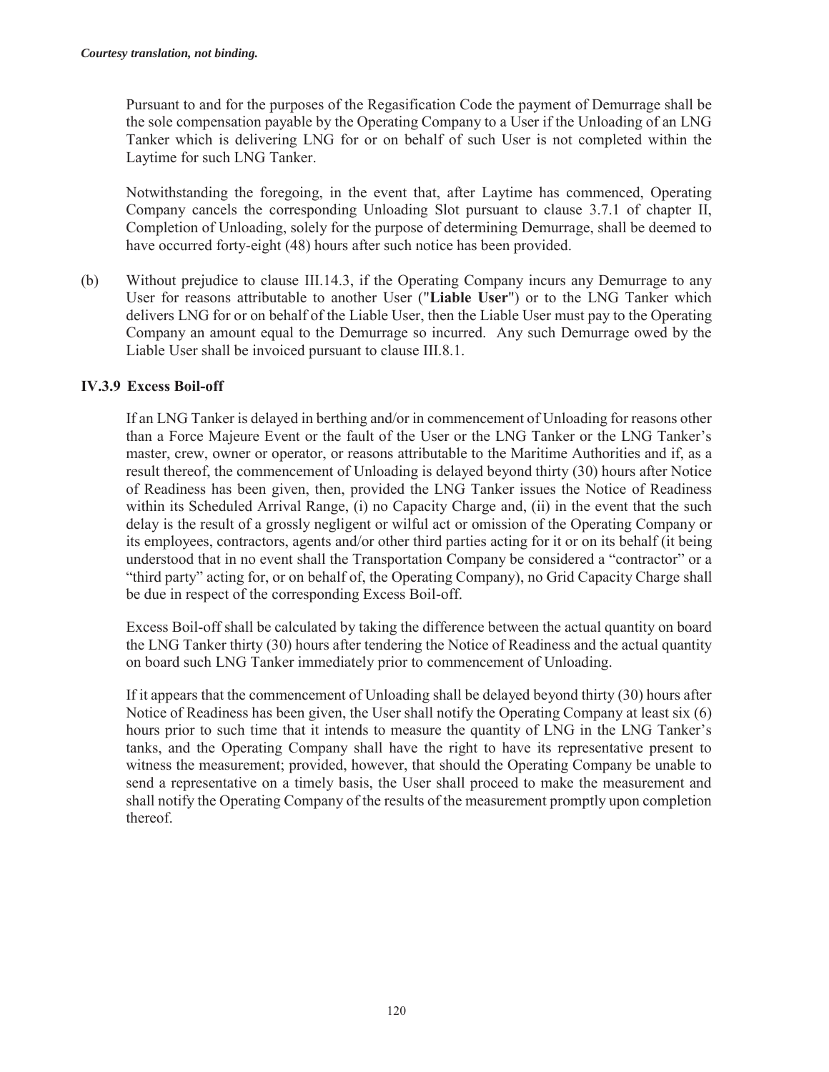*Courtesy translation, not binding.*

Pursuant to and for the purposes of the Regasification Code the payment of Demurrage shall be the sole compensation payable by the Operating Company to a User if the Unloading of an LNG Tanker which is delivering LNG for or on behalf of such User is not completed within the Laytime for such LNG Tanker.

Notwithstanding the foregoing, in the event that, after Laytime has commenced, Operating Company cancels the corresponding Unloading Slot pursuant to clause 3.7.1 of chapter II, Completion of Unloading, solely for the purpose of determining Demurrage, shall be deemed to have occurred forty-eight (48) hours after such notice has been provided.

(b) Without prejudice to clause III.14.3, if the Operating Company incurs any Demurrage to any User for reasons attributable to another User ("**Liable User**") or to the LNG Tanker which delivers LNG for or on behalf of the Liable User, then the Liable User must pay to the Operating Company an amount equal to the Demurrage so incurred. Any such Demurrage owed by the Liable User shall be invoiced pursuant to clause III.8.1.

### IV.3.9 Excess Boil-off

If an LNG Tanker is delayed in berthing and/or in commencement of Unloading for reasons other than a Force Majeure Event or the fault of the User or the LNG Tanker or the LNG Tanker's master, crew, owner or operator, or reasons attributable to the Maritime Authorities and if, as a result thereof, the commencement of Unloading is delayed beyond thirty (30) hours after Notice of Readiness has been given, then, provided the LNG Tanker issues the Notice of Readiness within its Scheduled Arrival Range, (i) no Capacity Charge and, (ii) in the event that the such delay is the result of a grossly negligent or wilful act or omission of the Operating Company or its employees, contractors, agents and/or other third parties acting for it or on its behalf (it being understood that in no event shall the Transportation Company be considered a "contractor" or a "third party" acting for, or on behalf of, the Operating Company), no Grid Capacity Charge shall be due in respect of the corresponding Excess Boil-off.

Excess Boil-off shall be calculated by taking the difference between the actual quantity on board the LNG Tanker thirty (30) hours after tendering the Notice of Readiness and the actual quantity on board such LNG Tanker immediately prior to commencement of Unloading.

If it appears that the commencement of Unloading shall be delayed beyond thirty (30) hours after Notice of Readiness has been given, the User shall notify the Operating Company at least six (6) hours prior to such time that it intends to measure the quantity of LNG in the LNG Tanker's tanks, and the Operating Company shall have the right to have its representative present to witness the measurement; provided, however, that should the Operating Company be unable to send a representative on a timely basis, the User shall proceed to make the measurement and shall notify the Operating Company of the results of the measurement promptly upon completion thereof.